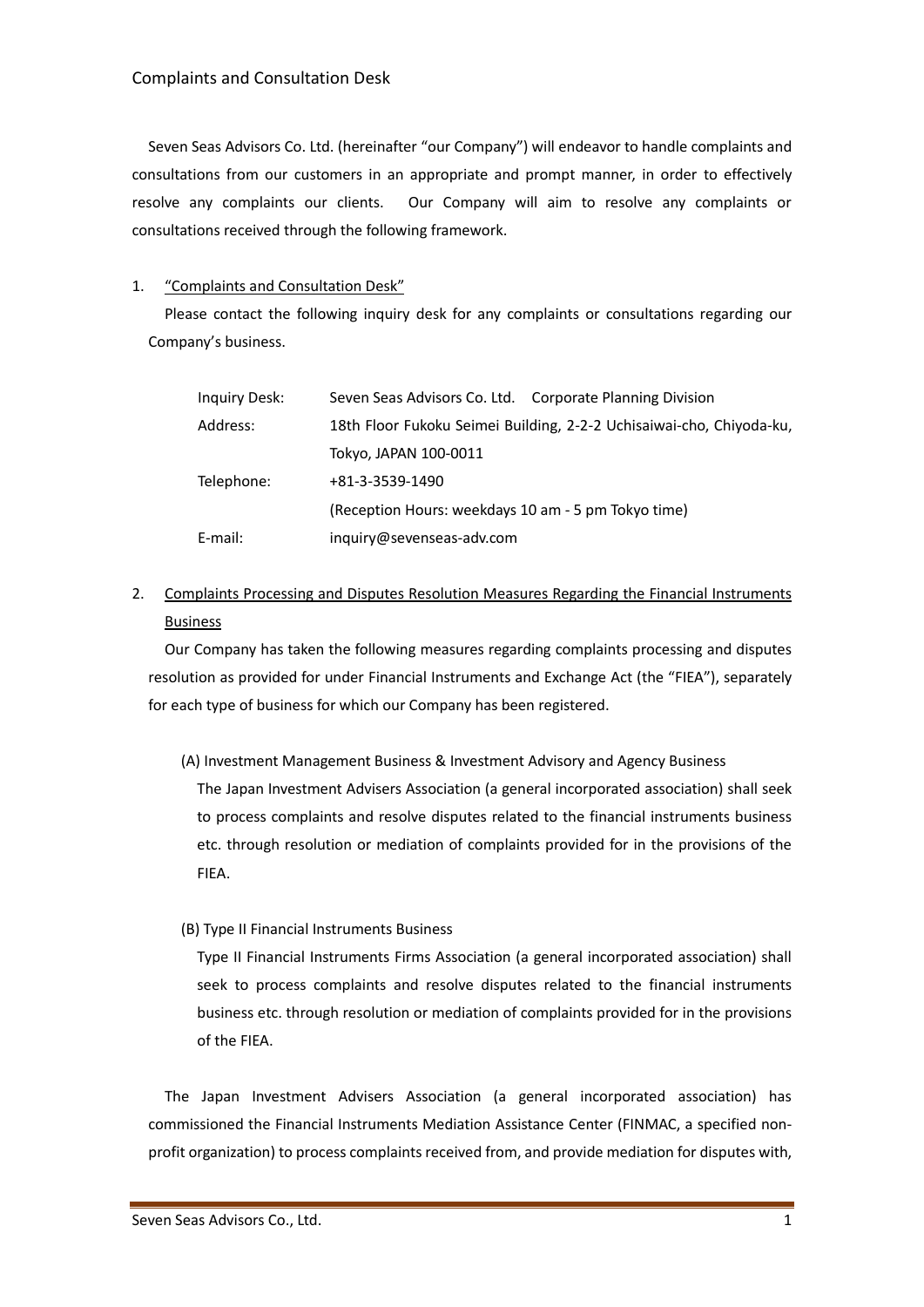# Complaints and Consultation Desk

Seven Seas Advisors Co. Ltd. (hereinafter "our Company") will endeavor to handle complaints and consultations from our customers in an appropriate and prompt manner, in order to effectively resolve any complaints our clients. Our Company will aim to resolve any complaints or consultations received through the following framework.

1. "Complaints and Consultation Desk"

   Please contact the following inquiry desk for any complaints or consultations regarding our Company's business.

| | |
|---|---|
| Inquiry Desk: | Seven Seas Advisors Co. Ltd. Corporate Planning Division |
| Address: | 18th Floor Fukoku Seimei Building, 2-2-2 Uchisaiwai-cho, Chiyoda-ku, Tokyo, JAPAN 100-0011 |
| Telephone: | +81-3-3539-1490 (Reception Hours: weekdays 10 am - 5 pm Tokyo time) |
| E-mail: | inquiry@sevenseas-adv.com |

2. Complaints Processing and Disputes Resolution Measures Regarding the Financial Instruments Business

   Our Company has taken the following measures regarding complaints processing and disputes resolution as provided for under Financial Instruments and Exchange Act (the "FIEA"), separately for each type of business for which our Company has been registered.

   (A) Investment Management Business & Investment Advisory and Agency Business

   The Japan Investment Advisers Association (a general incorporated association) shall seek to process complaints and resolve disputes related to the financial instruments business etc. through resolution or mediation of complaints provided for in the provisions of the FIEA.

   (B) Type II Financial Instruments Business

   Type II Financial Instruments Firms Association (a general incorporated association) shall seek to process complaints and resolve disputes related to the financial instruments business etc. through resolution or mediation of complaints provided for in the provisions of the FIEA.

   The Japan Investment Advisers Association (a general incorporated association) has commissioned the Financial Instruments Mediation Assistance Center (FINMAC, a specified non-profit organization) to process complaints received from, and provide mediation for disputes with,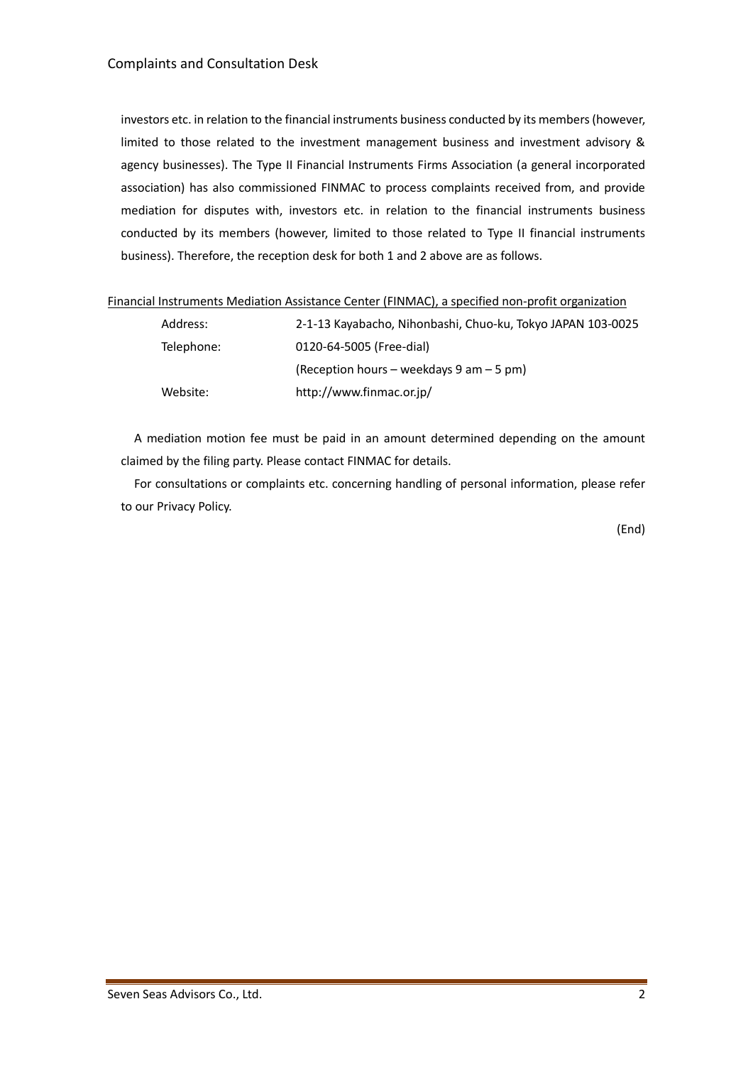investors etc. in relation to the financial instruments business conducted by its members (however, limited to those related to the investment management business and investment advisory & agency businesses). The Type II Financial Instruments Firms Association (a general incorporated association) has also commissioned FINMAC to process complaints received from, and provide mediation for disputes with, investors etc. in relation to the financial instruments business conducted by its members (however, limited to those related to Type II financial instruments business). Therefore, the reception desk for both 1 and 2 above are as follows.

Financial Instruments Mediation Assistance Center (FINMAC), a specified non-profit organization

| | |
|---|---|
| Address: | 2-1-13 Kayabacho, Nihonbashi, Chuo-ku, Tokyo JAPAN 103-0025 |
| Telephone: | 0120-64-5005 (Free-dial) |
| | (Reception hours – weekdays 9 am – 5 pm) |
| Website: | http://www.finmac.or.jp/ |

A mediation motion fee must be paid in an amount determined depending on the amount claimed by the filing party. Please contact FINMAC for details.

For consultations or complaints etc. concerning handling of personal information, please refer to our Privacy Policy.

(End)